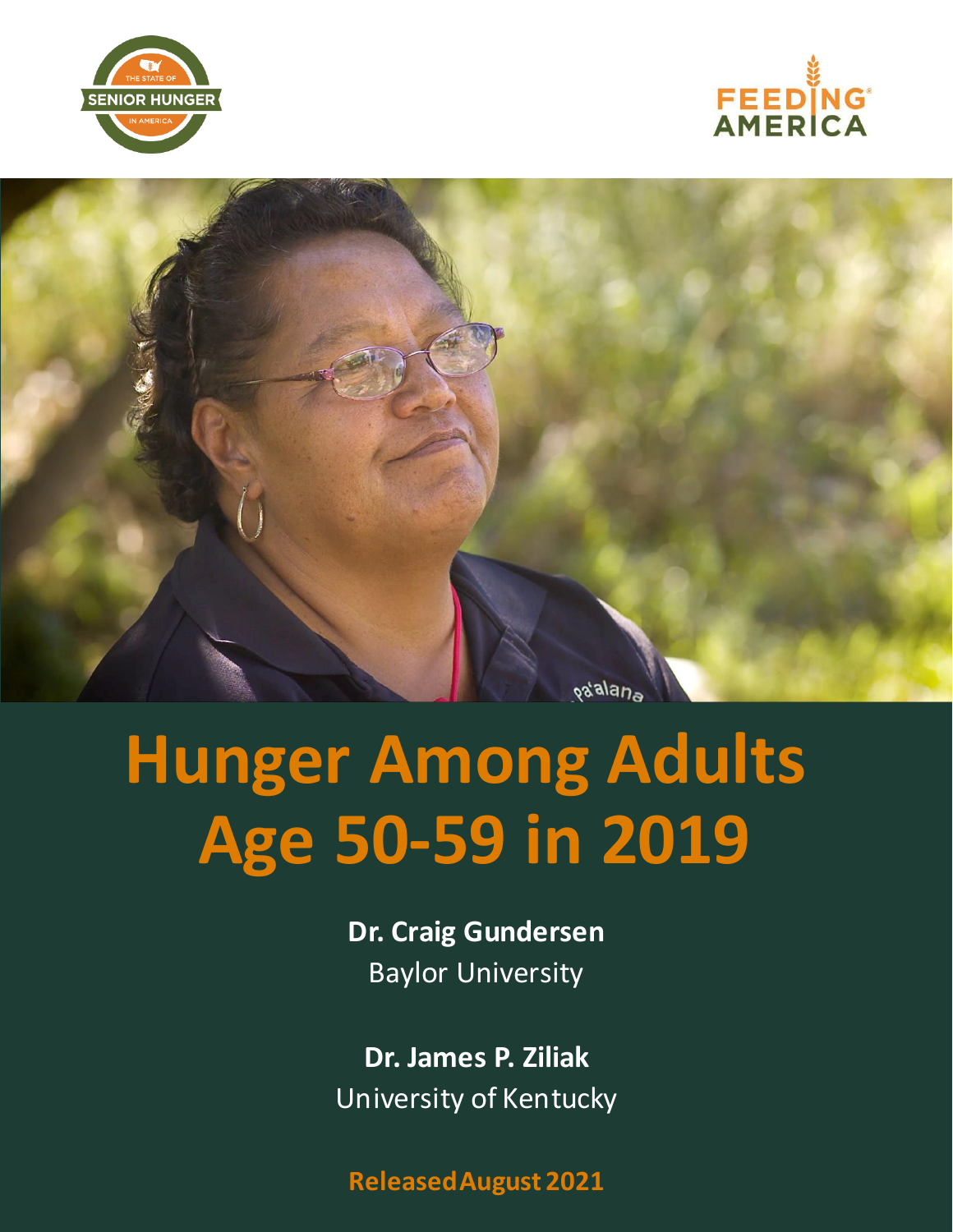# Hunger Among Adults Age 50-59 in 2019

**Dr. Craig Gundersen**
Baylor University

**Dr. James P. Ziliak**
University of Kentucky

**Released August 2021**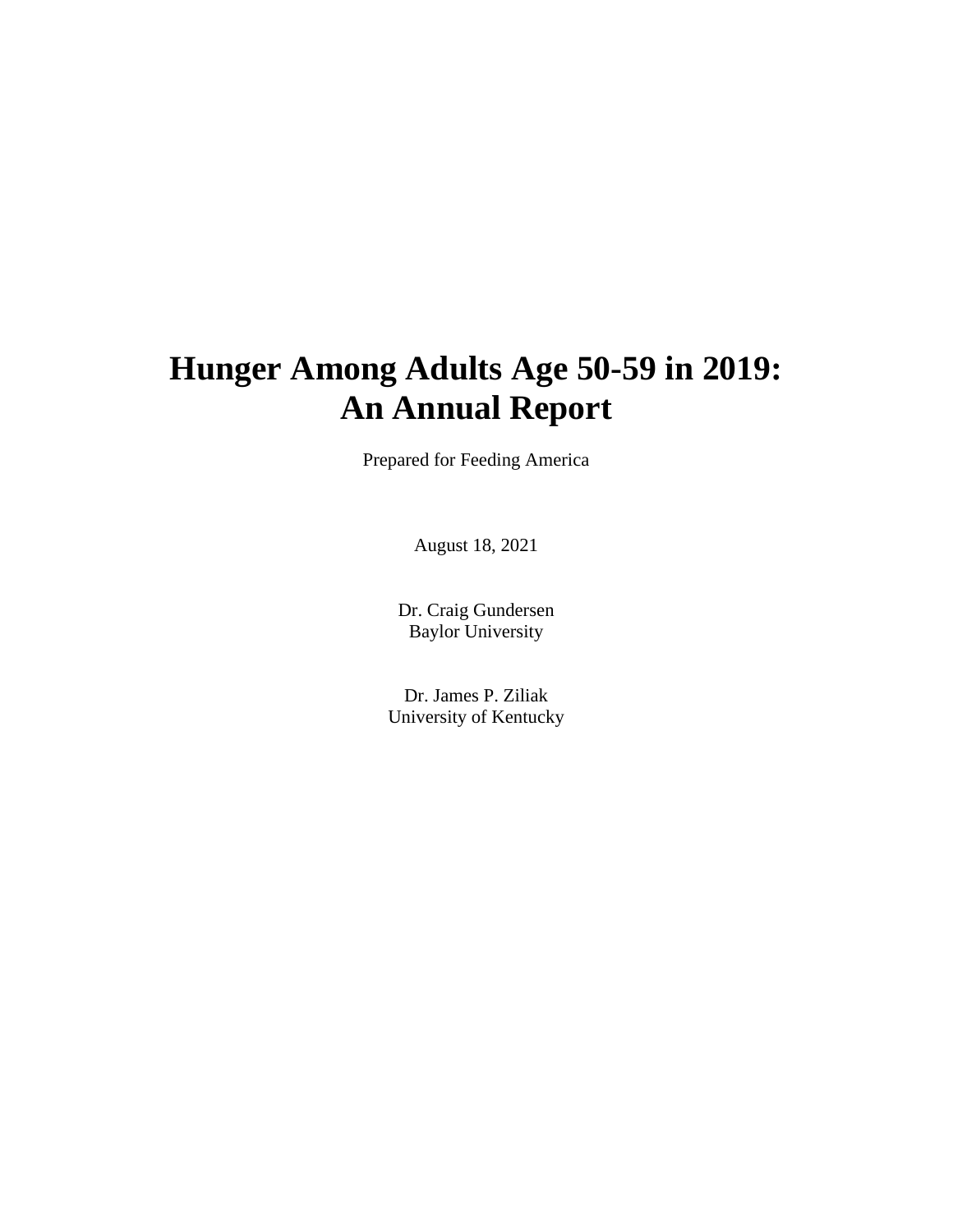# Hunger Among Adults Age 50-59 in 2019: An Annual Report

Prepared for Feeding America

August 18, 2021

Dr. Craig Gundersen
Baylor University

Dr. James P. Ziliak
University of Kentucky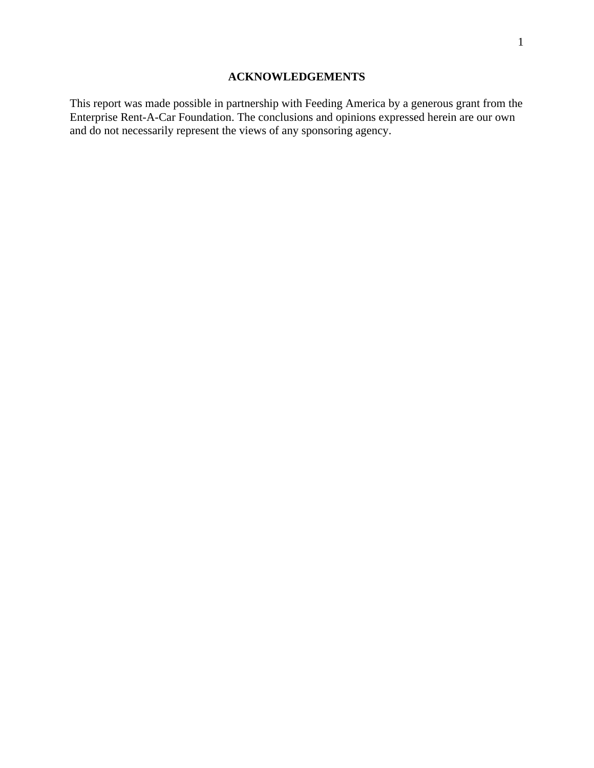## ACKNOWLEDGEMENTS

This report was made possible in partnership with Feeding America by a generous grant from the Enterprise Rent-A-Car Foundation. The conclusions and opinions expressed herein are our own and do not necessarily represent the views of any sponsoring agency.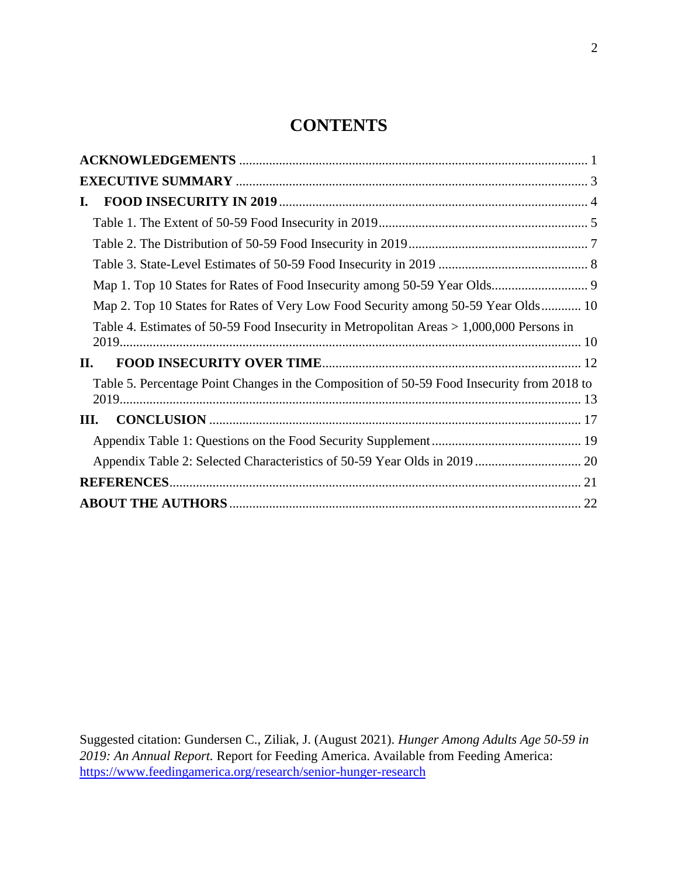# CONTENTS

**ACKNOWLEDGEMENTS** ........................................................................................................ 1

**EXECUTIVE SUMMARY** ........................................................................................................ 3

**I. FOOD INSECURITY IN 2019** ........................................................................................... 4

- Table 1. The Extent of 50-59 Food Insecurity in 2019 ............................................................. 5
- Table 2. The Distribution of 50-59 Food Insecurity in 2019 ..................................................... 7
- Table 3. State-Level Estimates of 50-59 Food Insecurity in 2019 ............................................ 8
- Map 1. Top 10 States for Rates of Food Insecurity among 50-59 Year Olds............................ 9
- Map 2. Top 10 States for Rates of Very Low Food Security among 50-59 Year Olds............ 10
- Table 4. Estimates of 50-59 Food Insecurity in Metropolitan Areas > 1,000,000 Persons in 2019....................................................................................................................................... 10

**II. FOOD INSECURITY OVER TIME** ................................................................................. 12

- Table 5. Percentage Point Changes in the Composition of 50-59 Food Insecurity from 2018 to 2019....................................................................................................................................... 13

**III. CONCLUSION** ................................................................................................................ 17

- Appendix Table 1: Questions on the Food Security Supplement ............................................ 19
- Appendix Table 2: Selected Characteristics of 50-59 Year Olds in 2019 ............................... 20

**REFERENCES** ......................................................................................................................... 21

**ABOUT THE AUTHORS** ......................................................................................................... 22

Suggested citation: Gundersen C., Ziliak, J. (August 2021). *Hunger Among Adults Age 50-59 in 2019: An Annual Report.* Report for Feeding America. Available from Feeding America: https://www.feedingamerica.org/research/senior-hunger-research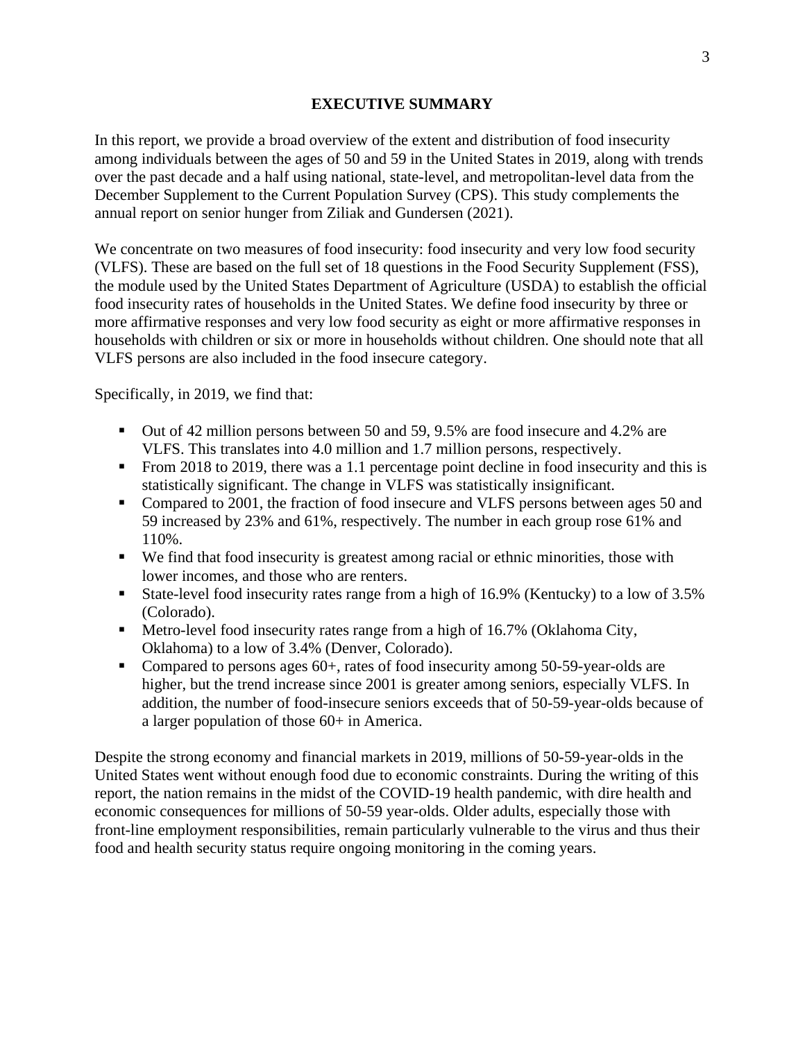# EXECUTIVE SUMMARY

In this report, we provide a broad overview of the extent and distribution of food insecurity among individuals between the ages of 50 and 59 in the United States in 2019, along with trends over the past decade and a half using national, state-level, and metropolitan-level data from the December Supplement to the Current Population Survey (CPS). This study complements the annual report on senior hunger from Ziliak and Gundersen (2021).

We concentrate on two measures of food insecurity: food insecurity and very low food security (VLFS). These are based on the full set of 18 questions in the Food Security Supplement (FSS), the module used by the United States Department of Agriculture (USDA) to establish the official food insecurity rates of households in the United States. We define food insecurity by three or more affirmative responses and very low food security as eight or more affirmative responses in households with children or six or more in households without children. One should note that all VLFS persons are also included in the food insecure category.

Specifically, in 2019, we find that:

- Out of 42 million persons between 50 and 59, 9.5% are food insecure and 4.2% are VLFS. This translates into 4.0 million and 1.7 million persons, respectively.
- From 2018 to 2019, there was a 1.1 percentage point decline in food insecurity and this is statistically significant. The change in VLFS was statistically insignificant.
- Compared to 2001, the fraction of food insecure and VLFS persons between ages 50 and 59 increased by 23% and 61%, respectively. The number in each group rose 61% and 110%.
- We find that food insecurity is greatest among racial or ethnic minorities, those with lower incomes, and those who are renters.
- State-level food insecurity rates range from a high of 16.9% (Kentucky) to a low of 3.5% (Colorado).
- Metro-level food insecurity rates range from a high of 16.7% (Oklahoma City, Oklahoma) to a low of 3.4% (Denver, Colorado).
- Compared to persons ages 60+, rates of food insecurity among 50-59-year-olds are higher, but the trend increase since 2001 is greater among seniors, especially VLFS. In addition, the number of food-insecure seniors exceeds that of 50-59-year-olds because of a larger population of those 60+ in America.

Despite the strong economy and financial markets in 2019, millions of 50-59-year-olds in the United States went without enough food due to economic constraints. During the writing of this report, the nation remains in the midst of the COVID-19 health pandemic, with dire health and economic consequences for millions of 50-59 year-olds. Older adults, especially those with front-line employment responsibilities, remain particularly vulnerable to the virus and thus their food and health security status require ongoing monitoring in the coming years.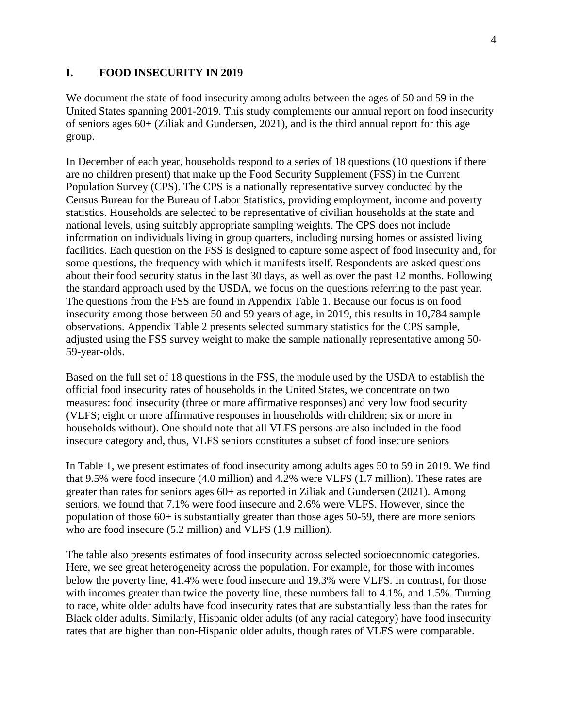## I. FOOD INSECURITY IN 2019

We document the state of food insecurity among adults between the ages of 50 and 59 in the United States spanning 2001-2019. This study complements our annual report on food insecurity of seniors ages 60+ (Ziliak and Gundersen, 2021), and is the third annual report for this age group.

In December of each year, households respond to a series of 18 questions (10 questions if there are no children present) that make up the Food Security Supplement (FSS) in the Current Population Survey (CPS). The CPS is a nationally representative survey conducted by the Census Bureau for the Bureau of Labor Statistics, providing employment, income and poverty statistics. Households are selected to be representative of civilian households at the state and national levels, using suitably appropriate sampling weights. The CPS does not include information on individuals living in group quarters, including nursing homes or assisted living facilities. Each question on the FSS is designed to capture some aspect of food insecurity and, for some questions, the frequency with which it manifests itself. Respondents are asked questions about their food security status in the last 30 days, as well as over the past 12 months. Following the standard approach used by the USDA, we focus on the questions referring to the past year. The questions from the FSS are found in Appendix Table 1. Because our focus is on food insecurity among those between 50 and 59 years of age, in 2019, this results in 10,784 sample observations. Appendix Table 2 presents selected summary statistics for the CPS sample, adjusted using the FSS survey weight to make the sample nationally representative among 50-59-year-olds.

Based on the full set of 18 questions in the FSS, the module used by the USDA to establish the official food insecurity rates of households in the United States, we concentrate on two measures: food insecurity (three or more affirmative responses) and very low food security (VLFS; eight or more affirmative responses in households with children; six or more in households without). One should note that all VLFS persons are also included in the food insecure category and, thus, VLFS seniors constitutes a subset of food insecure seniors

In Table 1, we present estimates of food insecurity among adults ages 50 to 59 in 2019. We find that 9.5% were food insecure (4.0 million) and 4.2% were VLFS (1.7 million). These rates are greater than rates for seniors ages 60+ as reported in Ziliak and Gundersen (2021). Among seniors, we found that 7.1% were food insecure and 2.6% were VLFS. However, since the population of those 60+ is substantially greater than those ages 50-59, there are more seniors who are food insecure (5.2 million) and VLFS (1.9 million).

The table also presents estimates of food insecurity across selected socioeconomic categories. Here, we see great heterogeneity across the population. For example, for those with incomes below the poverty line, 41.4% were food insecure and 19.3% were VLFS. In contrast, for those with incomes greater than twice the poverty line, these numbers fall to 4.1%, and 1.5%. Turning to race, white older adults have food insecurity rates that are substantially less than the rates for Black older adults. Similarly, Hispanic older adults (of any racial category) have food insecurity rates that are higher than non-Hispanic older adults, though rates of VLFS were comparable.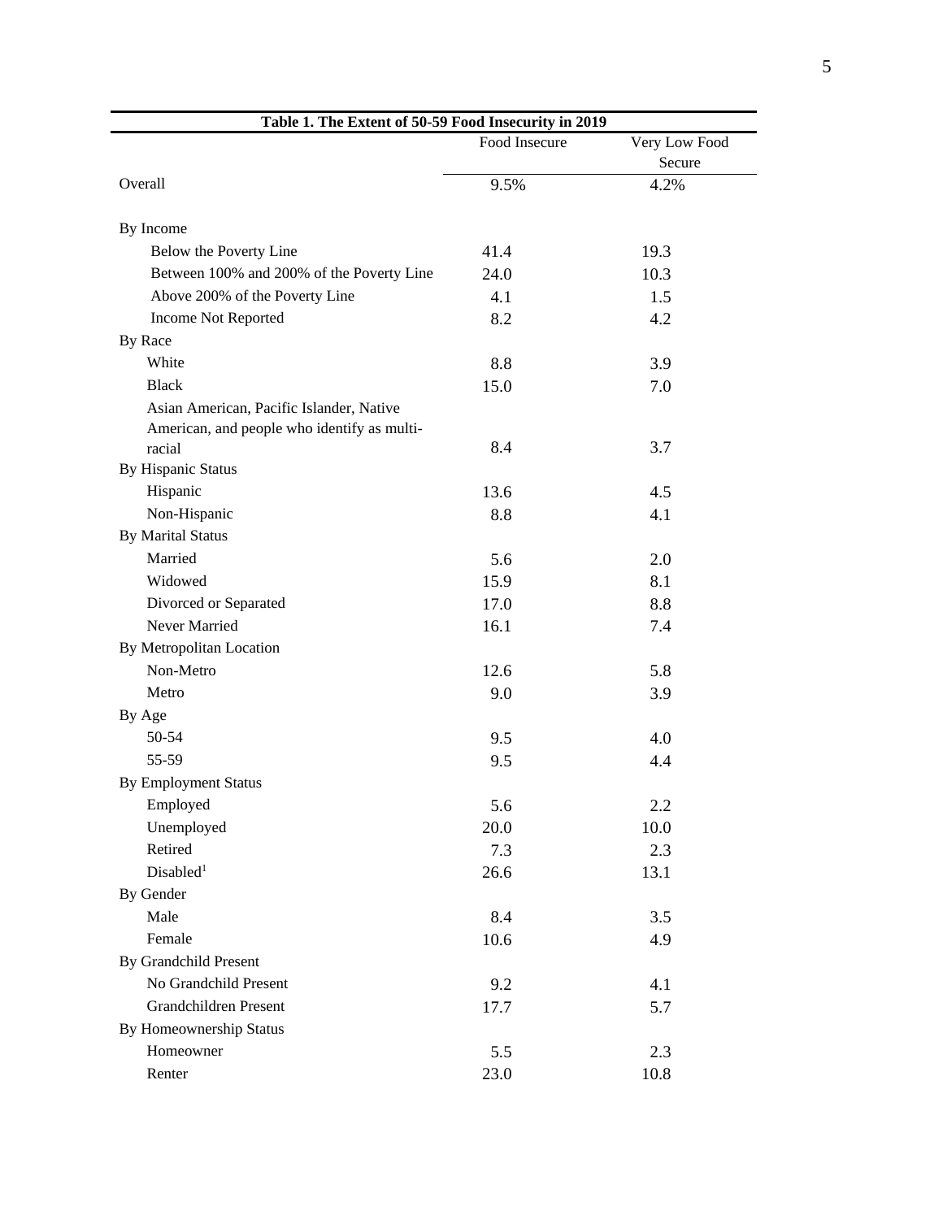**Table 1. The Extent of 50-59 Food Insecurity in 2019**

| | Food Insecure | Very Low Food Secure |
|---|---|---|
| Overall | 9.5% | 4.2% |
| By Income | | |
| Below the Poverty Line | 41.4 | 19.3 |
| Between 100% and 200% of the Poverty Line | 24.0 | 10.3 |
| Above 200% of the Poverty Line | 4.1 | 1.5 |
| Income Not Reported | 8.2 | 4.2 |
| By Race | | |
| White | 8.8 | 3.9 |
| Black | 15.0 | 7.0 |
| Asian American, Pacific Islander, Native American, and people who identify as multi-racial | 8.4 | 3.7 |
| By Hispanic Status | | |
| Hispanic | 13.6 | 4.5 |
| Non-Hispanic | 8.8 | 4.1 |
| By Marital Status | | |
| Married | 5.6 | 2.0 |
| Widowed | 15.9 | 8.1 |
| Divorced or Separated | 17.0 | 8.8 |
| Never Married | 16.1 | 7.4 |
| By Metropolitan Location | | |
| Non-Metro | 12.6 | 5.8 |
| Metro | 9.0 | 3.9 |
| By Age | | |
| 50-54 | 9.5 | 4.0 |
| 55-59 | 9.5 | 4.4 |
| By Employment Status | | |
| Employed | 5.6 | 2.2 |
| Unemployed | 20.0 | 10.0 |
| Retired | 7.3 | 2.3 |
| Disabled[1] | 26.6 | 13.1 |
| By Gender | | |
| Male | 8.4 | 3.5 |
| Female | 10.6 | 4.9 |
| By Grandchild Present | | |
| No Grandchild Present | 9.2 | 4.1 |
| Grandchildren Present | 17.7 | 5.7 |
| By Homeownership Status | | |
| Homeowner | 5.5 | 2.3 |
| Renter | 23.0 | 10.8 |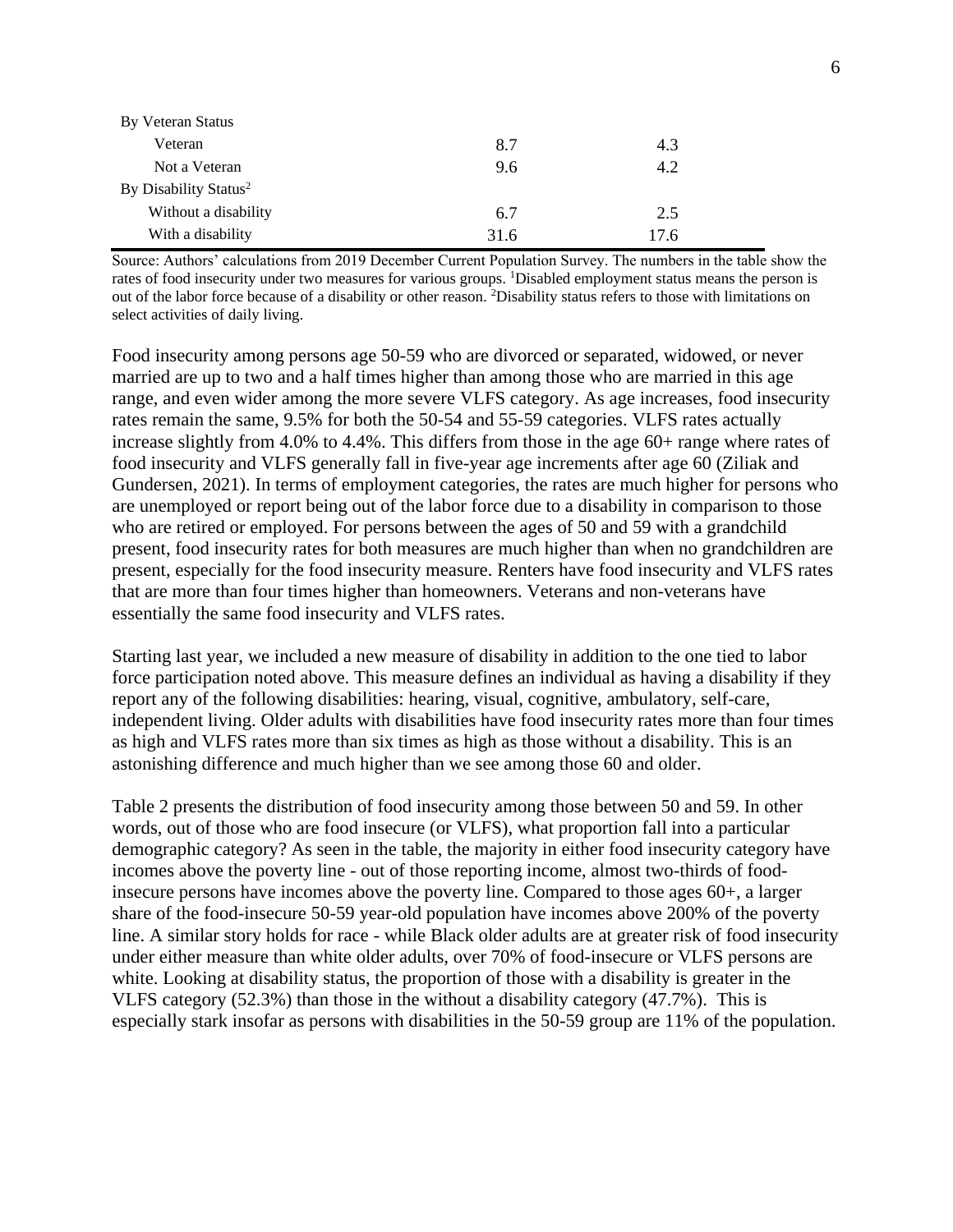| | | |
|---|---|---|
| By Veteran Status | | |
| Veteran | 8.7 | 4.3 |
| Not a Veteran | 9.6 | 4.2 |
| By Disability Status[2] | | |
| Without a disability | 6.7 | 2.5 |
| With a disability | 31.6 | 17.6 |

Source: Authors' calculations from 2019 December Current Population Survey. The numbers in the table show the rates of food insecurity under two measures for various groups. [1]Disabled employment status means the person is out of the labor force because of a disability or other reason. [2]Disability status refers to those with limitations on select activities of daily living.

Food insecurity among persons age 50-59 who are divorced or separated, widowed, or never married are up to two and a half times higher than among those who are married in this age range, and even wider among the more severe VLFS category. As age increases, food insecurity rates remain the same, 9.5% for both the 50-54 and 55-59 categories. VLFS rates actually increase slightly from 4.0% to 4.4%. This differs from those in the age 60+ range where rates of food insecurity and VLFS generally fall in five-year age increments after age 60 (Ziliak and Gundersen, 2021). In terms of employment categories, the rates are much higher for persons who are unemployed or report being out of the labor force due to a disability in comparison to those who are retired or employed. For persons between the ages of 50 and 59 with a grandchild present, food insecurity rates for both measures are much higher than when no grandchildren are present, especially for the food insecurity measure. Renters have food insecurity and VLFS rates that are more than four times higher than homeowners. Veterans and non-veterans have essentially the same food insecurity and VLFS rates.

Starting last year, we included a new measure of disability in addition to the one tied to labor force participation noted above. This measure defines an individual as having a disability if they report any of the following disabilities: hearing, visual, cognitive, ambulatory, self-care, independent living. Older adults with disabilities have food insecurity rates more than four times as high and VLFS rates more than six times as high as those without a disability. This is an astonishing difference and much higher than we see among those 60 and older.

Table 2 presents the distribution of food insecurity among those between 50 and 59. In other words, out of those who are food insecure (or VLFS), what proportion fall into a particular demographic category? As seen in the table, the majority in either food insecurity category have incomes above the poverty line - out of those reporting income, almost two-thirds of food-insecure persons have incomes above the poverty line. Compared to those ages 60+, a larger share of the food-insecure 50-59 year-old population have incomes above 200% of the poverty line. A similar story holds for race - while Black older adults are at greater risk of food insecurity under either measure than white older adults, over 70% of food-insecure or VLFS persons are white. Looking at disability status, the proportion of those with a disability is greater in the VLFS category (52.3%) than those in the without a disability category (47.7%). This is especially stark insofar as persons with disabilities in the 50-59 group are 11% of the population.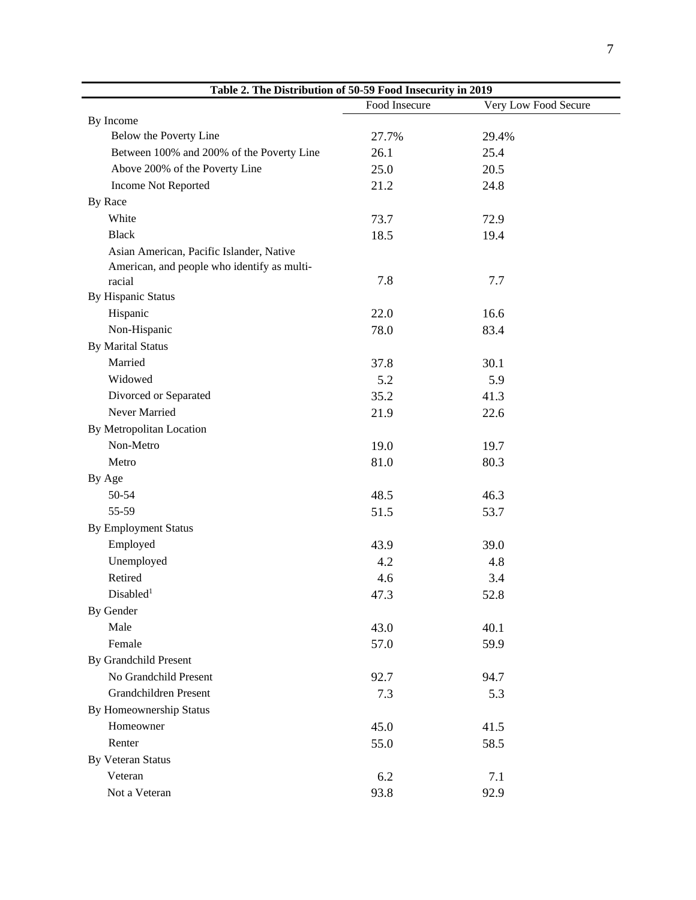| Table 2. The Distribution of 50-59 Food Insecurity in 2019 | | |
|---|---|---|
| | Food Insecure | Very Low Food Secure |
| By Income | | |
| Below the Poverty Line | 27.7% | 29.4% |
| Between 100% and 200% of the Poverty Line | 26.1 | 25.4 |
| Above 200% of the Poverty Line | 25.0 | 20.5 |
| Income Not Reported | 21.2 | 24.8 |
| By Race | | |
| White | 73.7 | 72.9 |
| Black | 18.5 | 19.4 |
| Asian American, Pacific Islander, Native American, and people who identify as multi-racial | 7.8 | 7.7 |
| By Hispanic Status | | |
| Hispanic | 22.0 | 16.6 |
| Non-Hispanic | 78.0 | 83.4 |
| By Marital Status | | |
| Married | 37.8 | 30.1 |
| Widowed | 5.2 | 5.9 |
| Divorced or Separated | 35.2 | 41.3 |
| Never Married | 21.9 | 22.6 |
| By Metropolitan Location | | |
| Non-Metro | 19.0 | 19.7 |
| Metro | 81.0 | 80.3 |
| By Age | | |
| 50-54 | 48.5 | 46.3 |
| 55-59 | 51.5 | 53.7 |
| By Employment Status | | |
| Employed | 43.9 | 39.0 |
| Unemployed | 4.2 | 4.8 |
| Retired | 4.6 | 3.4 |
| Disabled[1] | 47.3 | 52.8 |
| By Gender | | |
| Male | 43.0 | 40.1 |
| Female | 57.0 | 59.9 |
| By Grandchild Present | | |
| No Grandchild Present | 92.7 | 94.7 |
| Grandchildren Present | 7.3 | 5.3 |
| By Homeownership Status | | |
| Homeowner | 45.0 | 41.5 |
| Renter | 55.0 | 58.5 |
| By Veteran Status | | |
| Veteran | 6.2 | 7.1 |
| Not a Veteran | 93.8 | 92.9 |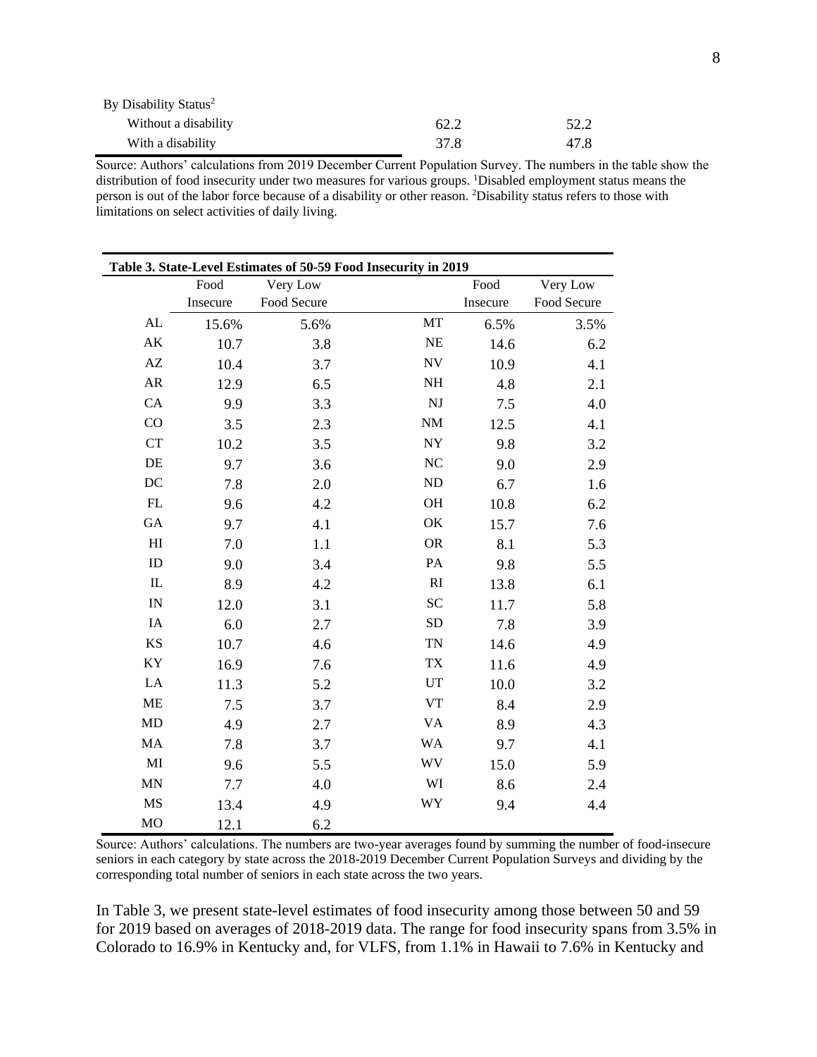| | | |
|---|---|---|
| By Disability Status[2] | | |
| Without a disability | 62.2 | 52.2 |
| With a disability | 37.8 | 47.8 |

Source: Authors' calculations from 2019 December Current Population Survey. The numbers in the table show the distribution of food insecurity under two measures for various groups. [1]Disabled employment status means the person is out of the labor force because of a disability or other reason. [2]Disability status refers to those with limitations on select activities of daily living.

**Table 3. State-Level Estimates of 50-59 Food Insecurity in 2019**

| | Food Insecure | Very Low Food Secure | | Food Insecure | Very Low Food Secure |
|---|---|---|---|---|---|
| AL | 15.6% | 5.6% | MT | 6.5% | 3.5% |
| AK | 10.7 | 3.8 | NE | 14.6 | 6.2 |
| AZ | 10.4 | 3.7 | NV | 10.9 | 4.1 |
| AR | 12.9 | 6.5 | NH | 4.8 | 2.1 |
| CA | 9.9 | 3.3 | NJ | 7.5 | 4.0 |
| CO | 3.5 | 2.3 | NM | 12.5 | 4.1 |
| CT | 10.2 | 3.5 | NY | 9.8 | 3.2 |
| DE | 9.7 | 3.6 | NC | 9.0 | 2.9 |
| DC | 7.8 | 2.0 | ND | 6.7 | 1.6 |
| FL | 9.6 | 4.2 | OH | 10.8 | 6.2 |
| GA | 9.7 | 4.1 | OK | 15.7 | 7.6 |
| HI | 7.0 | 1.1 | OR | 8.1 | 5.3 |
| ID | 9.0 | 3.4 | PA | 9.8 | 5.5 |
| IL | 8.9 | 4.2 | RI | 13.8 | 6.1 |
| IN | 12.0 | 3.1 | SC | 11.7 | 5.8 |
| IA | 6.0 | 2.7 | SD | 7.8 | 3.9 |
| KS | 10.7 | 4.6 | TN | 14.6 | 4.9 |
| KY | 16.9 | 7.6 | TX | 11.6 | 4.9 |
| LA | 11.3 | 5.2 | UT | 10.0 | 3.2 |
| ME | 7.5 | 3.7 | VT | 8.4 | 2.9 |
| MD | 4.9 | 2.7 | VA | 8.9 | 4.3 |
| MA | 7.8 | 3.7 | WA | 9.7 | 4.1 |
| MI | 9.6 | 5.5 | WV | 15.0 | 5.9 |
| MN | 7.7 | 4.0 | WI | 8.6 | 2.4 |
| MS | 13.4 | 4.9 | WY | 9.4 | 4.4 |
| MO | 12.1 | 6.2 | | | |

Source: Authors' calculations. The numbers are two-year averages found by summing the number of food-insecure seniors in each category by state across the 2018-2019 December Current Population Surveys and dividing by the corresponding total number of seniors in each state across the two years.

In Table 3, we present state-level estimates of food insecurity among those between 50 and 59 for 2019 based on averages of 2018-2019 data. The range for food insecurity spans from 3.5% in Colorado to 16.9% in Kentucky and, for VLFS, from 1.1% in Hawaii to 7.6% in Kentucky and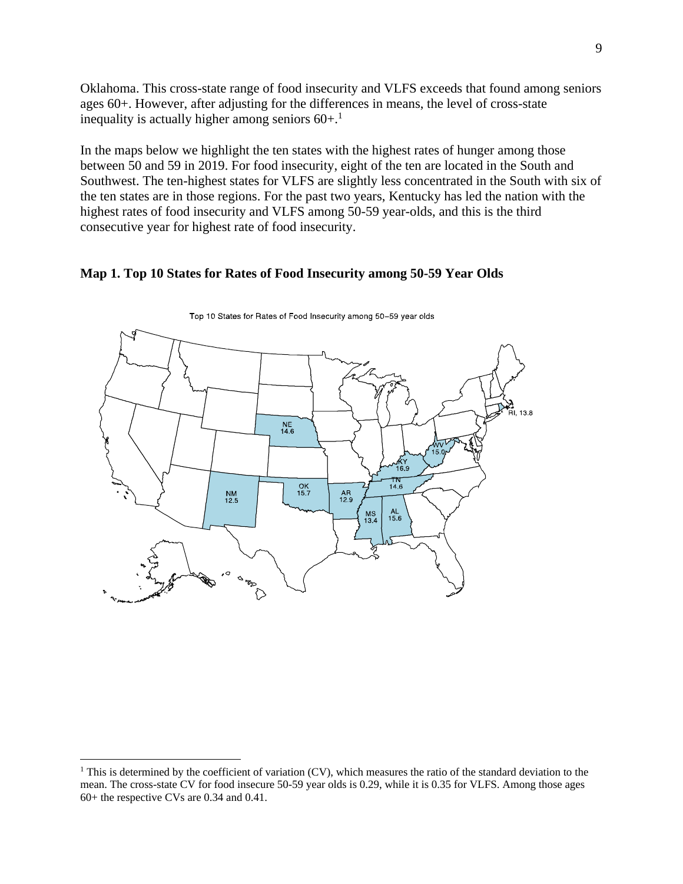Oklahoma. This cross-state range of food insecurity and VLFS exceeds that found among seniors ages 60+. However, after adjusting for the differences in means, the level of cross-state inequality is actually higher among seniors 60+.[1]

In the maps below we highlight the ten states with the highest rates of hunger among those between 50 and 59 in 2019. For food insecurity, eight of the ten are located in the South and Southwest. The ten-highest states for VLFS are slightly less concentrated in the South with six of the ten states are in those regions. For the past two years, Kentucky has led the nation with the highest rates of food insecurity and VLFS among 50-59 year-olds, and this is the third consecutive year for highest rate of food insecurity.

**Map 1. Top 10 States for Rates of Food Insecurity among 50-59 Year Olds**

Top 10 States for Rates of Food Insecurity among 50–59 year olds

NE 14.6, RI 13.8, WV 15.0, KY 16.9, TN 14.6, OK 15.7, AR 12.9, NM 12.5, MS 13.4, AL 15.6

[1] This is determined by the coefficient of variation (CV), which measures the ratio of the standard deviation to the mean. The cross-state CV for food insecure 50-59 year olds is 0.29, while it is 0.35 for VLFS. Among those ages 60+ the respective CVs are 0.34 and 0.41.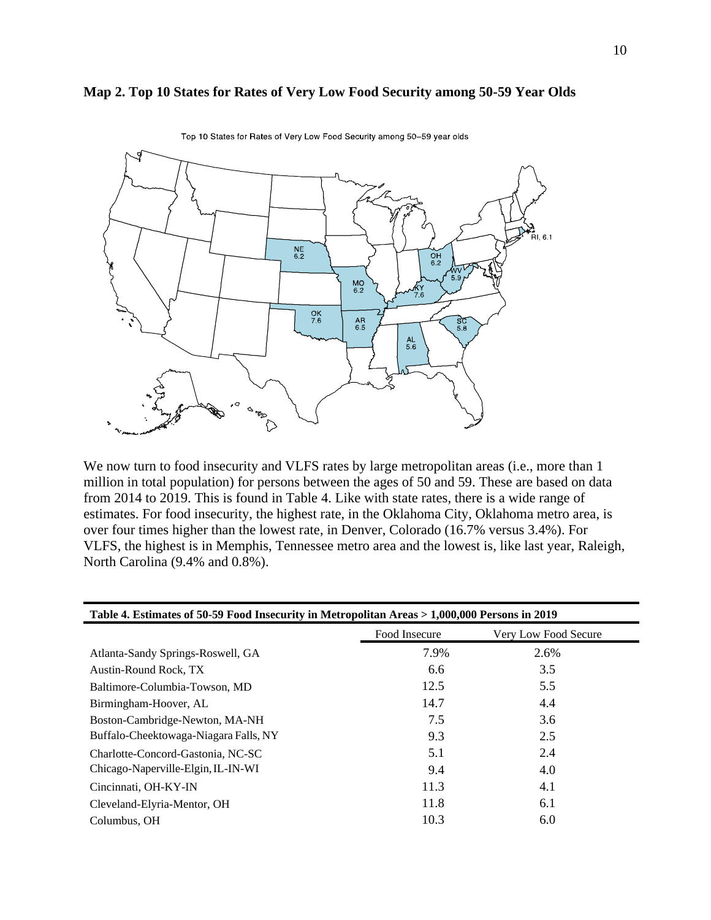**Map 2. Top 10 States for Rates of Very Low Food Security among 50-59 Year Olds**

We now turn to food insecurity and VLFS rates by large metropolitan areas (i.e., more than 1 million in total population) for persons between the ages of 50 and 59. These are based on data from 2014 to 2019. This is found in Table 4. Like with state rates, there is a wide range of estimates. For food insecurity, the highest rate, in the Oklahoma City, Oklahoma metro area, is over four times higher than the lowest rate, in Denver, Colorado (16.7% versus 3.4%). For VLFS, the highest is in Memphis, Tennessee metro area and the lowest is, like last year, Raleigh, North Carolina (9.4% and 0.8%).

**Table 4. Estimates of 50-59 Food Insecurity in Metropolitan Areas > 1,000,000 Persons in 2019**

| | Food Insecure | Very Low Food Secure |
|---|---|---|
| Atlanta-Sandy Springs-Roswell, GA | 7.9% | 2.6% |
| Austin-Round Rock, TX | 6.6 | 3.5 |
| Baltimore-Columbia-Towson, MD | 12.5 | 5.5 |
| Birmingham-Hoover, AL | 14.7 | 4.4 |
| Boston-Cambridge-Newton, MA-NH | 7.5 | 3.6 |
| Buffalo-Cheektowaga-Niagara Falls, NY | 9.3 | 2.5 |
| Charlotte-Concord-Gastonia, NC-SC | 5.1 | 2.4 |
| Chicago-Naperville-Elgin, IL-IN-WI | 9.4 | 4.0 |
| Cincinnati, OH-KY-IN | 11.3 | 4.1 |
| Cleveland-Elyria-Mentor, OH | 11.8 | 6.1 |
| Columbus, OH | 10.3 | 6.0 |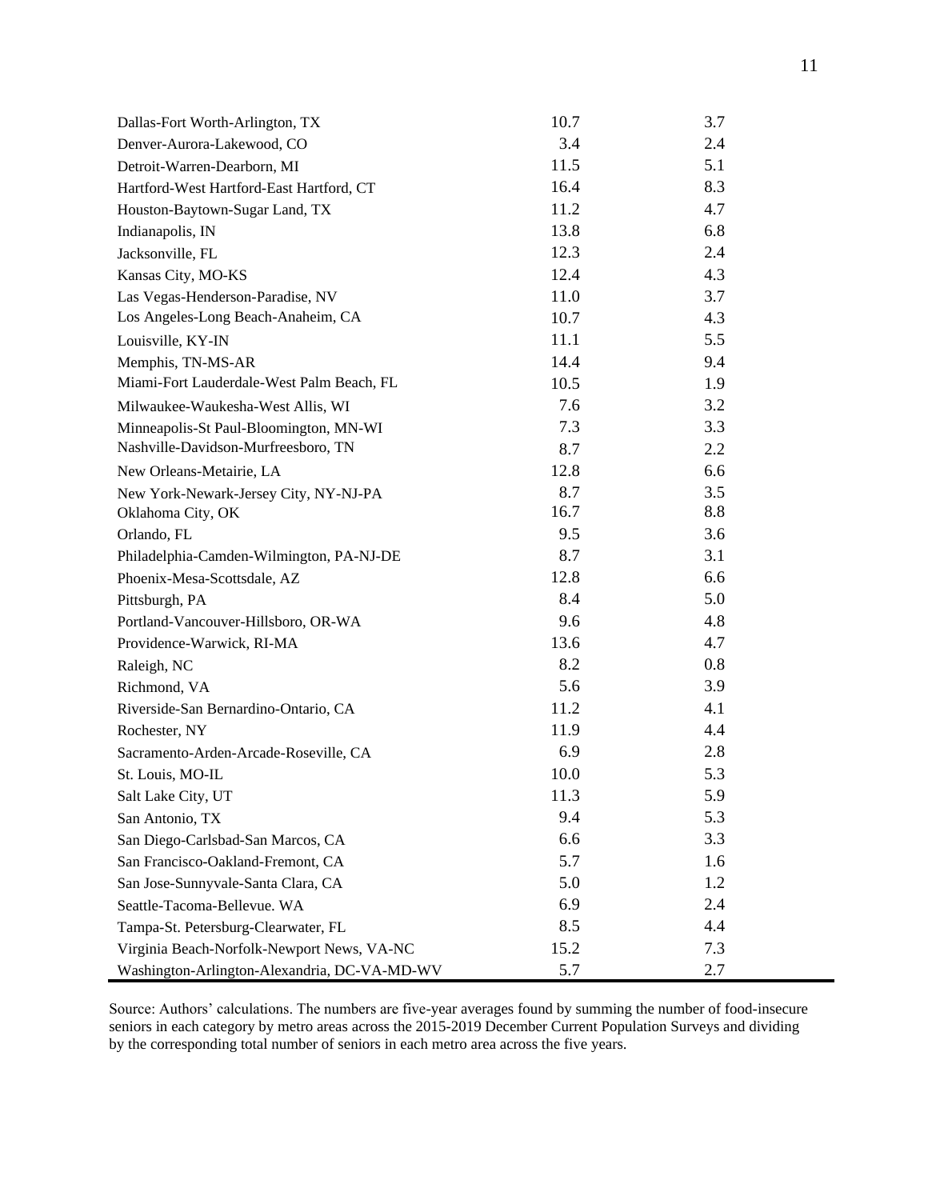| | | |
|---|---|---|
| Dallas-Fort Worth-Arlington, TX | 10.7 | 3.7 |
| Denver-Aurora-Lakewood, CO | 3.4 | 2.4 |
| Detroit-Warren-Dearborn, MI | 11.5 | 5.1 |
| Hartford-West Hartford-East Hartford, CT | 16.4 | 8.3 |
| Houston-Baytown-Sugar Land, TX | 11.2 | 4.7 |
| Indianapolis, IN | 13.8 | 6.8 |
| Jacksonville, FL | 12.3 | 2.4 |
| Kansas City, MO-KS | 12.4 | 4.3 |
| Las Vegas-Henderson-Paradise, NV | 11.0 | 3.7 |
| Los Angeles-Long Beach-Anaheim, CA | 10.7 | 4.3 |
| Louisville, KY-IN | 11.1 | 5.5 |
| Memphis, TN-MS-AR | 14.4 | 9.4 |
| Miami-Fort Lauderdale-West Palm Beach, FL | 10.5 | 1.9 |
| Milwaukee-Waukesha-West Allis, WI | 7.6 | 3.2 |
| Minneapolis-St Paul-Bloomington, MN-WI | 7.3 | 3.3 |
| Nashville-Davidson-Murfreesboro, TN | 8.7 | 2.2 |
| New Orleans-Metairie, LA | 12.8 | 6.6 |
| New York-Newark-Jersey City, NY-NJ-PA | 8.7 | 3.5 |
| Oklahoma City, OK | 16.7 | 8.8 |
| Orlando, FL | 9.5 | 3.6 |
| Philadelphia-Camden-Wilmington, PA-NJ-DE | 8.7 | 3.1 |
| Phoenix-Mesa-Scottsdale, AZ | 12.8 | 6.6 |
| Pittsburgh, PA | 8.4 | 5.0 |
| Portland-Vancouver-Hillsboro, OR-WA | 9.6 | 4.8 |
| Providence-Warwick, RI-MA | 13.6 | 4.7 |
| Raleigh, NC | 8.2 | 0.8 |
| Richmond, VA | 5.6 | 3.9 |
| Riverside-San Bernardino-Ontario, CA | 11.2 | 4.1 |
| Rochester, NY | 11.9 | 4.4 |
| Sacramento-Arden-Arcade-Roseville, CA | 6.9 | 2.8 |
| St. Louis, MO-IL | 10.0 | 5.3 |
| Salt Lake City, UT | 11.3 | 5.9 |
| San Antonio, TX | 9.4 | 5.3 |
| San Diego-Carlsbad-San Marcos, CA | 6.6 | 3.3 |
| San Francisco-Oakland-Fremont, CA | 5.7 | 1.6 |
| San Jose-Sunnyvale-Santa Clara, CA | 5.0 | 1.2 |
| Seattle-Tacoma-Bellevue. WA | 6.9 | 2.4 |
| Tampa-St. Petersburg-Clearwater, FL | 8.5 | 4.4 |
| Virginia Beach-Norfolk-Newport News, VA-NC | 15.2 | 7.3 |
| Washington-Arlington-Alexandria, DC-VA-MD-WV | 5.7 | 2.7 |

Source: Authors' calculations. The numbers are five-year averages found by summing the number of food-insecure seniors in each category by metro areas across the 2015-2019 December Current Population Surveys and dividing by the corresponding total number of seniors in each metro area across the five years.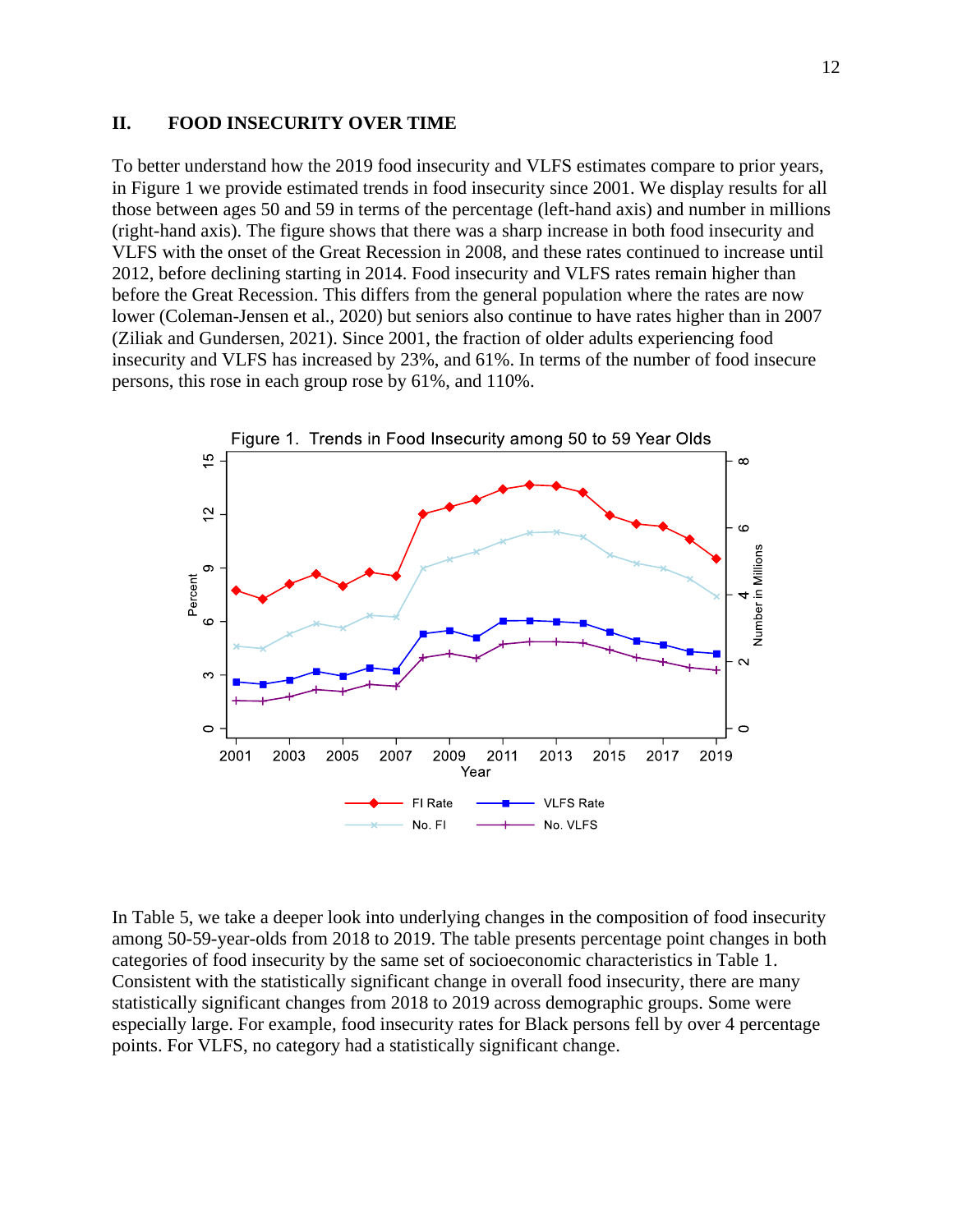## II. FOOD INSECURITY OVER TIME

To better understand how the 2019 food insecurity and VLFS estimates compare to prior years, in Figure 1 we provide estimated trends in food insecurity since 2001. We display results for all those between ages 50 and 59 in terms of the percentage (left-hand axis) and number in millions (right-hand axis). The figure shows that there was a sharp increase in both food insecurity and VLFS with the onset of the Great Recession in 2008, and these rates continued to increase until 2012, before declining starting in 2014. Food insecurity and VLFS rates remain higher than before the Great Recession. This differs from the general population where the rates are now lower (Coleman-Jensen et al., 2020) but seniors also continue to have rates higher than in 2007 (Ziliak and Gundersen, 2021). Since 2001, the fraction of older adults experiencing food insecurity and VLFS has increased by 23%, and 61%. In terms of the number of food insecure persons, this rose in each group rose by 61%, and 110%.

Figure 1. Trends in Food Insecurity among 50 to 59 Year Olds

In Table 5, we take a deeper look into underlying changes in the composition of food insecurity among 50-59-year-olds from 2018 to 2019. The table presents percentage point changes in both categories of food insecurity by the same set of socioeconomic characteristics in Table 1. Consistent with the statistically significant change in overall food insecurity, there are many statistically significant changes from 2018 to 2019 across demographic groups. Some were especially large. For example, food insecurity rates for Black persons fell by over 4 percentage points. For VLFS, no category had a statistically significant change.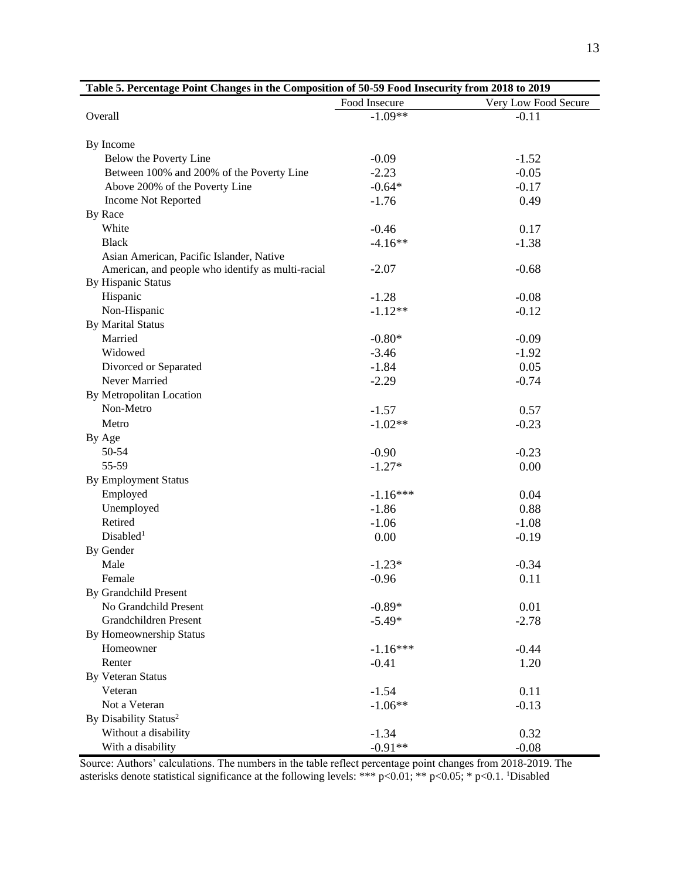**Table 5. Percentage Point Changes in the Composition of 50-59 Food Insecurity from 2018 to 2019**

| | Food Insecure | Very Low Food Secure |
|---|---|---|
| Overall | -1.09** | -0.11 |
| | | |
| By Income | | |
| Below the Poverty Line | -0.09 | -1.52 |
| Between 100% and 200% of the Poverty Line | -2.23 | -0.05 |
| Above 200% of the Poverty Line | -0.64* | -0.17 |
| Income Not Reported | -1.76 | 0.49 |
| By Race | | |
| White | -0.46 | 0.17 |
| Black | -4.16** | -1.38 |
| Asian American, Pacific Islander, Native American, and people who identify as multi-racial | -2.07 | -0.68 |
| By Hispanic Status | | |
| Hispanic | -1.28 | -0.08 |
| Non-Hispanic | -1.12** | -0.12 |
| By Marital Status | | |
| Married | -0.80* | -0.09 |
| Widowed | -3.46 | -1.92 |
| Divorced or Separated | -1.84 | 0.05 |
| Never Married | -2.29 | -0.74 |
| By Metropolitan Location | | |
| Non-Metro | -1.57 | 0.57 |
| Metro | -1.02** | -0.23 |
| By Age | | |
| 50-54 | -0.90 | -0.23 |
| 55-59 | -1.27* | 0.00 |
| By Employment Status | | |
| Employed | -1.16*** | 0.04 |
| Unemployed | -1.86 | 0.88 |
| Retired | -1.06 | -1.08 |
| Disabled[1] | 0.00 | -0.19 |
| By Gender | | |
| Male | -1.23* | -0.34 |
| Female | -0.96 | 0.11 |
| By Grandchild Present | | |
| No Grandchild Present | -0.89* | 0.01 |
| Grandchildren Present | -5.49* | -2.78 |
| By Homeownership Status | | |
| Homeowner | -1.16*** | -0.44 |
| Renter | -0.41 | 1.20 |
| By Veteran Status | | |
| Veteran | -1.54 | 0.11 |
| Not a Veteran | -1.06** | -0.13 |
| By Disability Status[2] | | |
| Without a disability | -1.34 | 0.32 |
| With a disability | -0.91** | -0.08 |

Source: Authors' calculations. The numbers in the table reflect percentage point changes from 2018-2019. The asterisks denote statistical significance at the following levels: *** $p<0.01$; ** $p<0.05$; * $p<0.1$. [1]Disabled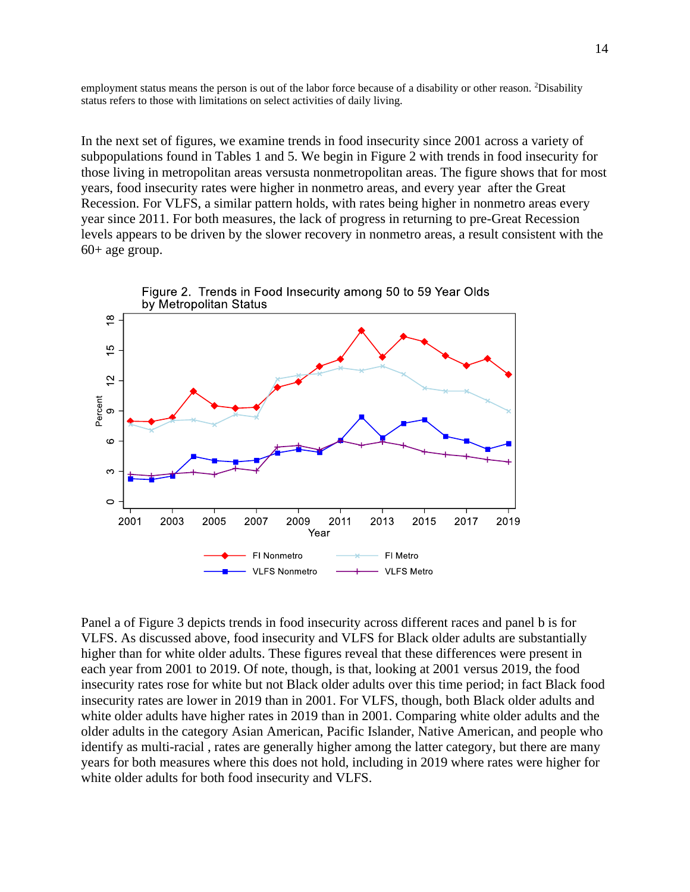employment status means the person is out of the labor force because of a disability or other reason. [2]Disability status refers to those with limitations on select activities of daily living.

In the next set of figures, we examine trends in food insecurity since 2001 across a variety of subpopulations found in Tables 1 and 5. We begin in Figure 2 with trends in food insecurity for those living in metropolitan areas versusta nonmetropolitan areas. The figure shows that for most years, food insecurity rates were higher in nonmetro areas, and every year after the Great Recession. For VLFS, a similar pattern holds, with rates being higher in nonmetro areas every year since 2011. For both measures, the lack of progress in returning to pre-Great Recession levels appears to be driven by the slower recovery in nonmetro areas, a result consistent with the 60+ age group.

Figure 2. Trends in Food Insecurity among 50 to 59 Year Olds by Metropolitan Status

Panel a of Figure 3 depicts trends in food insecurity across different races and panel b is for VLFS. As discussed above, food insecurity and VLFS for Black older adults are substantially higher than for white older adults. These figures reveal that these differences were present in each year from 2001 to 2019. Of note, though, is that, looking at 2001 versus 2019, the food insecurity rates rose for white but not Black older adults over this time period; in fact Black food insecurity rates are lower in 2019 than in 2001. For VLFS, though, both Black older adults and white older adults have higher rates in 2019 than in 2001. Comparing white older adults and the older adults in the category Asian American, Pacific Islander, Native American, and people who identify as multi-racial , rates are generally higher among the latter category, but there are many years for both measures where this does not hold, including in 2019 where rates were higher for white older adults for both food insecurity and VLFS.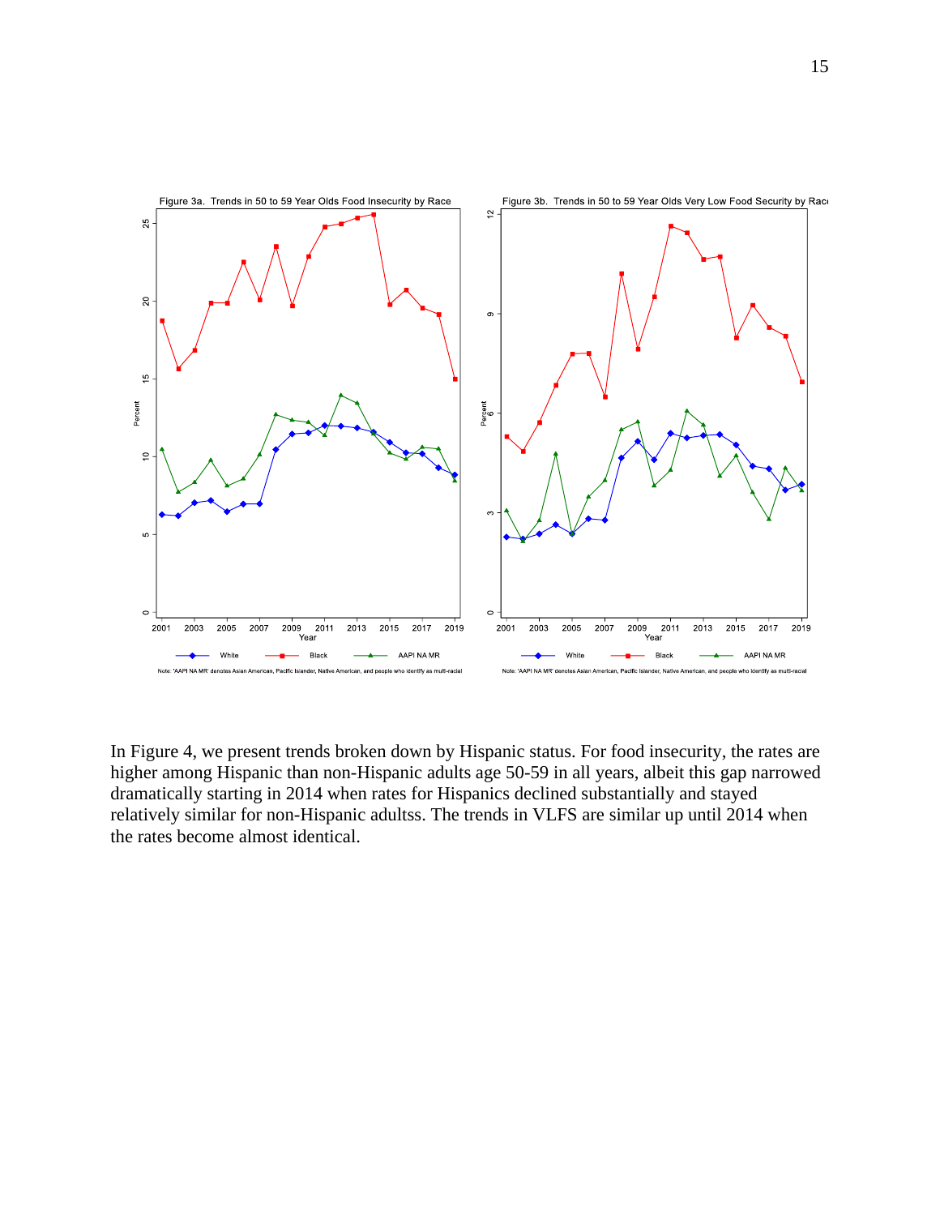Figure 3a. Trends in 50 to 59 Year Olds Food Insecurity by Race

Note: 'AAPI NA MR' denotes Asian American, Pacific Islander, Native American, and people who identify as multi-racial

Figure 3b. Trends in 50 to 59 Year Olds Very Low Food Security by Race

Note: 'AAPI NA MR' denotes Asian American, Pacific Islander, Native American, and people who identify as multi-racial

In Figure 4, we present trends broken down by Hispanic status. For food insecurity, the rates are higher among Hispanic than non-Hispanic adults age 50-59 in all years, albeit this gap narrowed dramatically starting in 2014 when rates for Hispanics declined substantially and stayed relatively similar for non-Hispanic adultss. The trends in VLFS are similar up until 2014 when the rates become almost identical.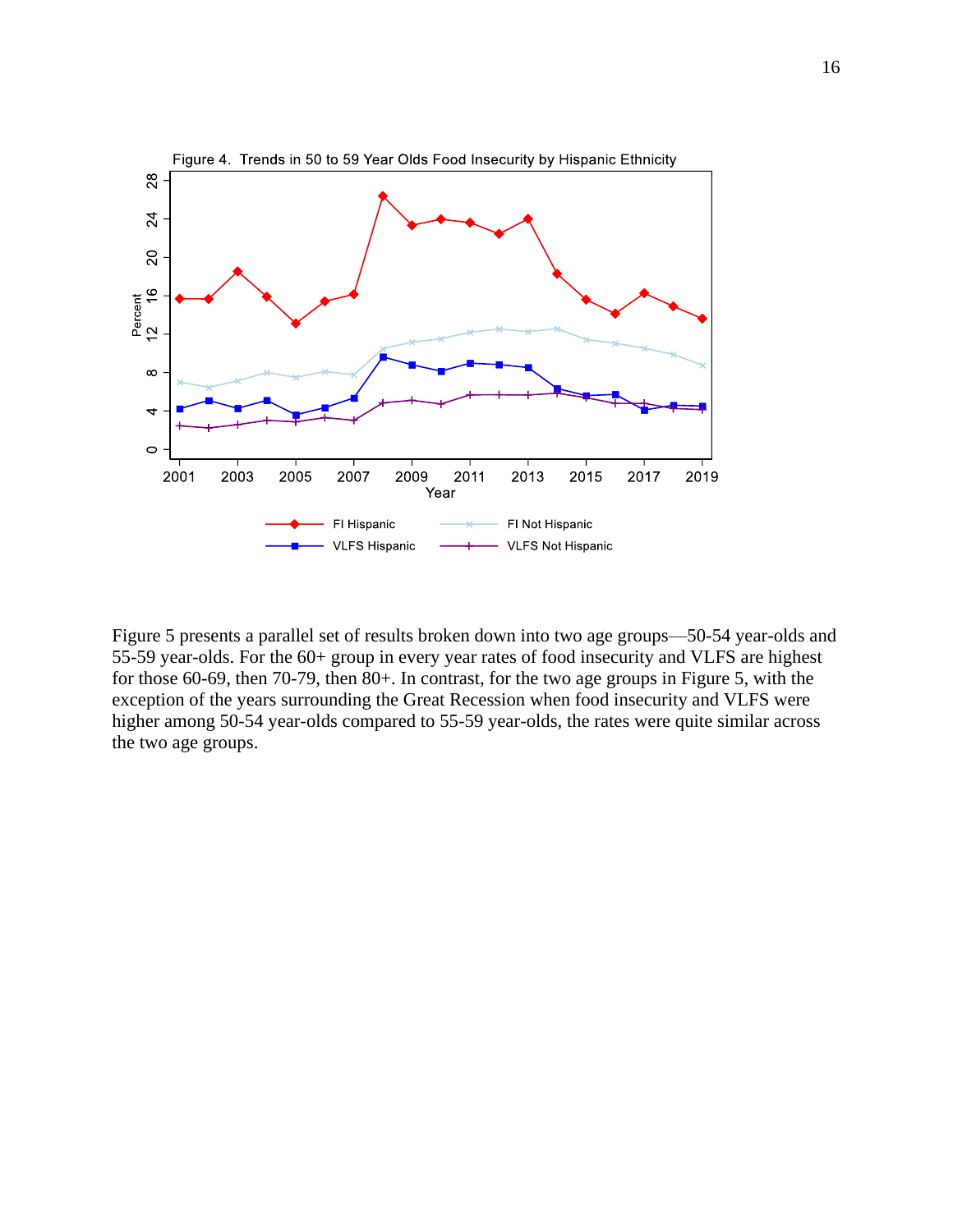Figure 4. Trends in 50 to 59 Year Olds Food Insecurity by Hispanic Ethnicity

Figure 5 presents a parallel set of results broken down into two age groups—50-54 year-olds and 55-59 year-olds. For the 60+ group in every year rates of food insecurity and VLFS are highest for those 60-69, then 70-79, then 80+. In contrast, for the two age groups in Figure 5, with the exception of the years surrounding the Great Recession when food insecurity and VLFS were higher among 50-54 year-olds compared to 55-59 year-olds, the rates were quite similar across the two age groups.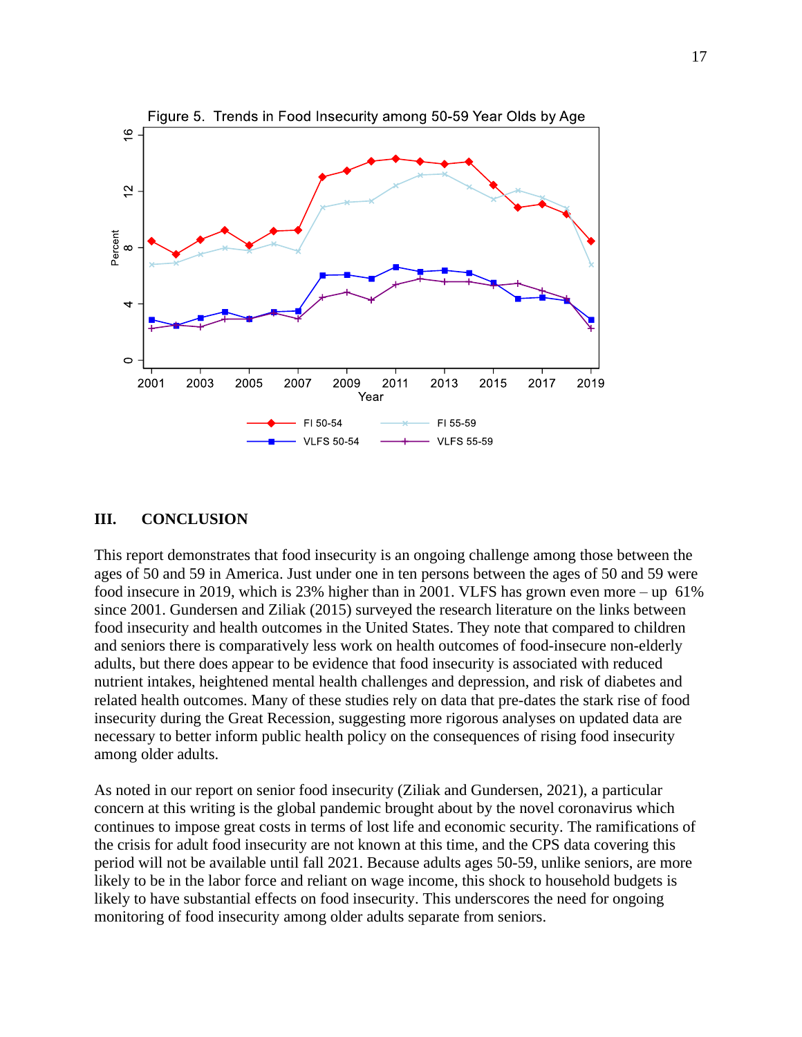Figure 5. Trends in Food Insecurity among 50-59 Year Olds by Age

## III. CONCLUSION

This report demonstrates that food insecurity is an ongoing challenge among those between the ages of 50 and 59 in America. Just under one in ten persons between the ages of 50 and 59 were food insecure in 2019, which is 23% higher than in 2001. VLFS has grown even more – up 61% since 2001. Gundersen and Ziliak (2015) surveyed the research literature on the links between food insecurity and health outcomes in the United States. They note that compared to children and seniors there is comparatively less work on health outcomes of food-insecure non-elderly adults, but there does appear to be evidence that food insecurity is associated with reduced nutrient intakes, heightened mental health challenges and depression, and risk of diabetes and related health outcomes. Many of these studies rely on data that pre-dates the stark rise of food insecurity during the Great Recession, suggesting more rigorous analyses on updated data are necessary to better inform public health policy on the consequences of rising food insecurity among older adults.

As noted in our report on senior food insecurity (Ziliak and Gundersen, 2021), a particular concern at this writing is the global pandemic brought about by the novel coronavirus which continues to impose great costs in terms of lost life and economic security. The ramifications of the crisis for adult food insecurity are not known at this time, and the CPS data covering this period will not be available until fall 2021. Because adults ages 50-59, unlike seniors, are more likely to be in the labor force and reliant on wage income, this shock to household budgets is likely to have substantial effects on food insecurity. This underscores the need for ongoing monitoring of food insecurity among older adults separate from seniors.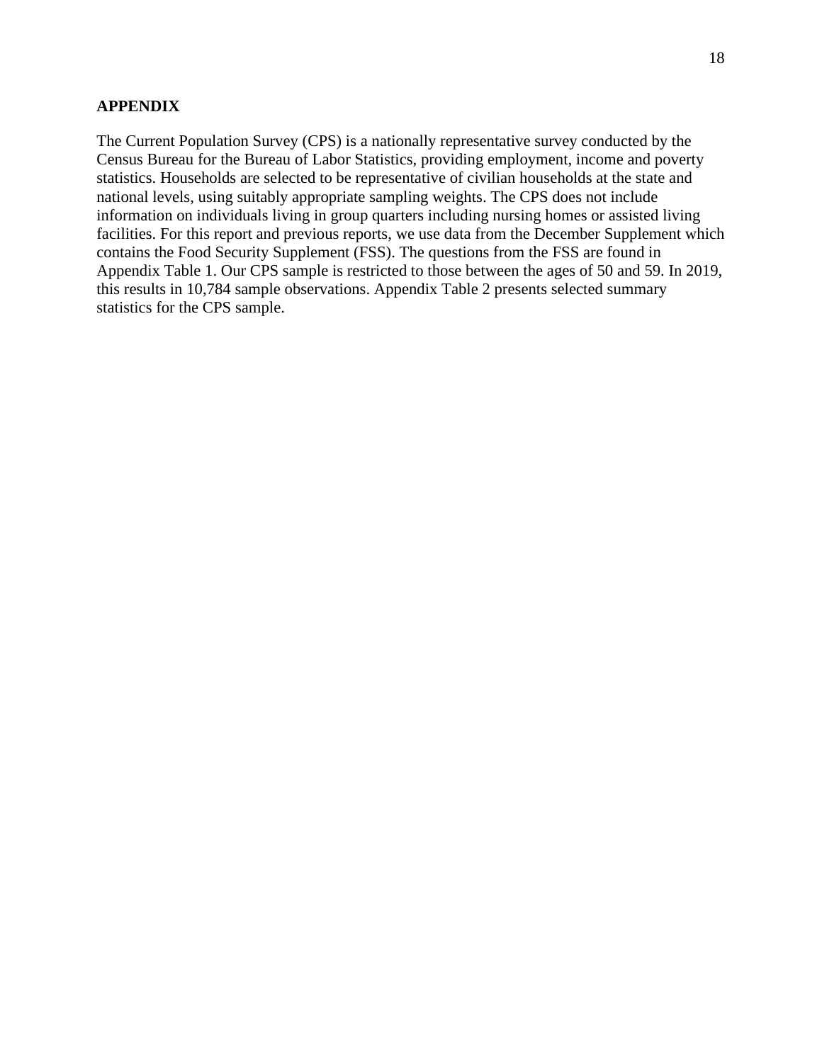## APPENDIX

The Current Population Survey (CPS) is a nationally representative survey conducted by the Census Bureau for the Bureau of Labor Statistics, providing employment, income and poverty statistics. Households are selected to be representative of civilian households at the state and national levels, using suitably appropriate sampling weights. The CPS does not include information on individuals living in group quarters including nursing homes or assisted living facilities. For this report and previous reports, we use data from the December Supplement which contains the Food Security Supplement (FSS). The questions from the FSS are found in Appendix Table 1. Our CPS sample is restricted to those between the ages of 50 and 59. In 2019, this results in 10,784 sample observations. Appendix Table 2 presents selected summary statistics for the CPS sample.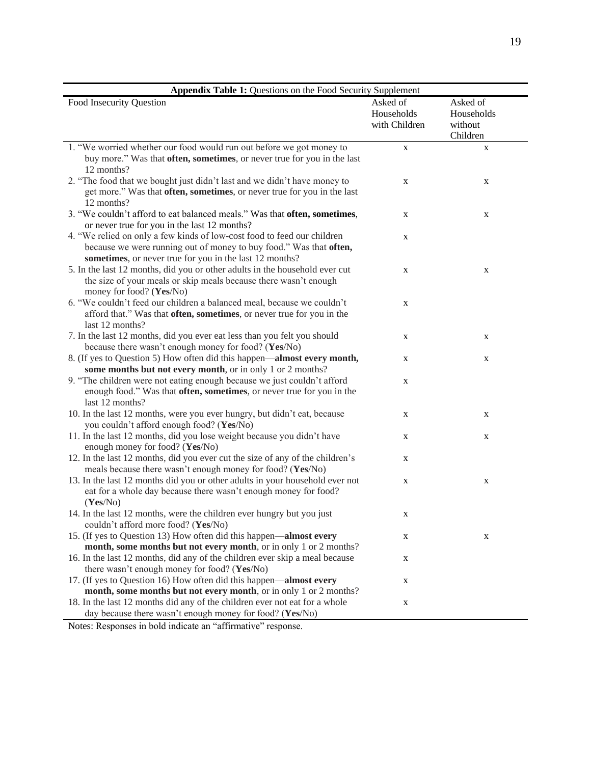**Appendix Table 1:** Questions on the Food Security Supplement

| Food Insecurity Question | Asked of Households with Children | Asked of Households without Children |
|---|---|---|
| 1. "We worried whether our food would run out before we got money to buy more." Was that **often, sometimes**, or never true for you in the last 12 months? | x | x |
| 2. "The food that we bought just didn't last and we didn't have money to get more." Was that **often, sometimes**, or never true for you in the last 12 months? | x | x |
| 3. "We couldn't afford to eat balanced meals." Was that **often, sometimes**, or never true for you in the last 12 months? | x | x |
| 4. "We relied on only a few kinds of low-cost food to feed our children because we were running out of money to buy food." Was that **often, sometimes**, or never true for you in the last 12 months? | x | |
| 5. In the last 12 months, did you or other adults in the household ever cut the size of your meals or skip meals because there wasn't enough money for food? (**Yes**/No) | x | x |
| 6. "We couldn't feed our children a balanced meal, because we couldn't afford that." Was that **often, sometimes**, or never true for you in the last 12 months? | x | |
| 7. In the last 12 months, did you ever eat less than you felt you should because there wasn't enough money for food? (**Yes**/No) | x | x |
| 8. (If yes to Question 5) How often did this happen—**almost every month, some months but not every month**, or in only 1 or 2 months? | x | x |
| 9. "The children were not eating enough because we just couldn't afford enough food." Was that **often, sometimes**, or never true for you in the last 12 months? | x | |
| 10. In the last 12 months, were you ever hungry, but didn't eat, because you couldn't afford enough food? (**Yes**/No) | x | x |
| 11. In the last 12 months, did you lose weight because you didn't have enough money for food? (**Yes**/No) | x | x |
| 12. In the last 12 months, did you ever cut the size of any of the children's meals because there wasn't enough money for food? (**Yes**/No) | x | |
| 13. In the last 12 months did you or other adults in your household ever not eat for a whole day because there wasn't enough money for food? (**Yes**/No) | x | x |
| 14. In the last 12 months, were the children ever hungry but you just couldn't afford more food? (**Yes**/No) | x | |
| 15. (If yes to Question 13) How often did this happen—**almost every month, some months but not every month**, or in only 1 or 2 months? | x | x |
| 16. In the last 12 months, did any of the children ever skip a meal because there wasn't enough money for food? (**Yes**/No) | x | |
| 17. (If yes to Question 16) How often did this happen—**almost every month, some months but not every month**, or in only 1 or 2 months? | x | |
| 18. In the last 12 months did any of the children ever not eat for a whole day because there wasn't enough money for food? (**Yes**/No) | x | |

Notes: Responses in bold indicate an "affirmative" response.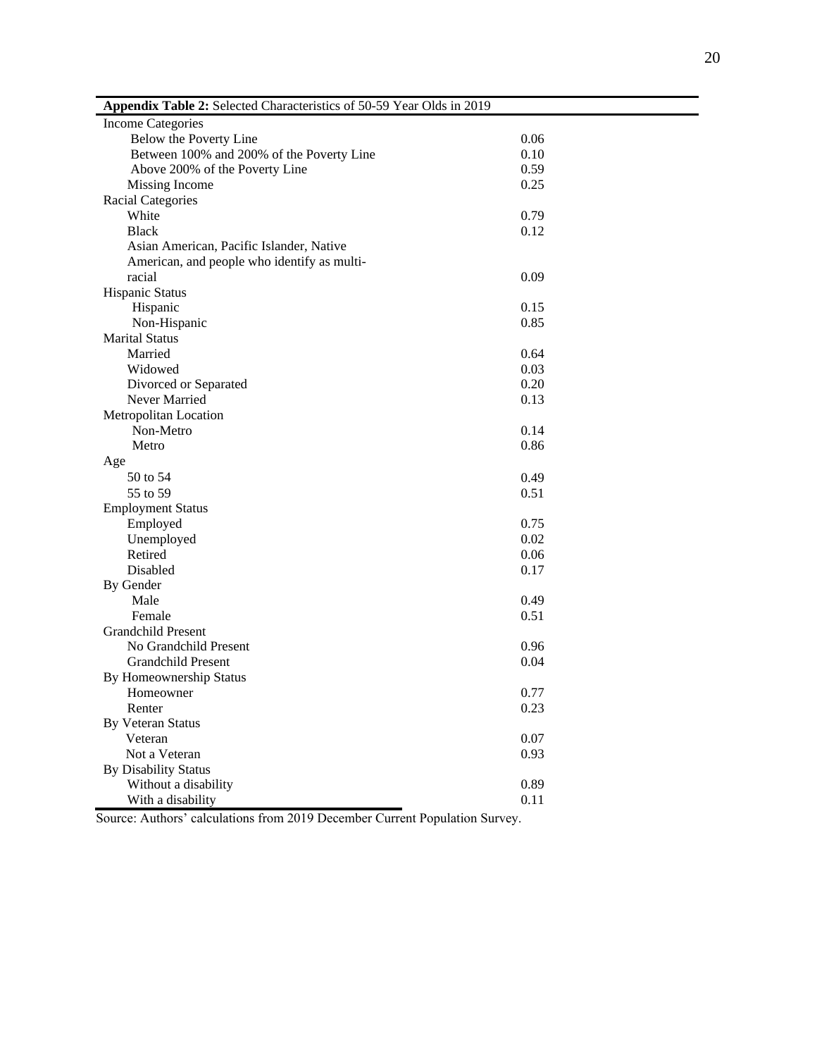**Appendix Table 2:** Selected Characteristics of 50-59 Year Olds in 2019

| | |
|---|---|
| Income Categories | |
| Below the Poverty Line | 0.06 |
| Between 100% and 200% of the Poverty Line | 0.10 |
| Above 200% of the Poverty Line | 0.59 |
| Missing Income | 0.25 |
| Racial Categories | |
| White | 0.79 |
| Black | 0.12 |
| Asian American, Pacific Islander, Native American, and people who identify as multi-racial | 0.09 |
| Hispanic Status | |
| Hispanic | 0.15 |
| Non-Hispanic | 0.85 |
| Marital Status | |
| Married | 0.64 |
| Widowed | 0.03 |
| Divorced or Separated | 0.20 |
| Never Married | 0.13 |
| Metropolitan Location | |
| Non-Metro | 0.14 |
| Metro | 0.86 |
| Age | |
| 50 to 54 | 0.49 |
| 55 to 59 | 0.51 |
| Employment Status | |
| Employed | 0.75 |
| Unemployed | 0.02 |
| Retired | 0.06 |
| Disabled | 0.17 |
| By Gender | |
| Male | 0.49 |
| Female | 0.51 |
| Grandchild Present | |
| No Grandchild Present | 0.96 |
| Grandchild Present | 0.04 |
| By Homeownership Status | |
| Homeowner | 0.77 |
| Renter | 0.23 |
| By Veteran Status | |
| Veteran | 0.07 |
| Not a Veteran | 0.93 |
| By Disability Status | |
| Without a disability | 0.89 |
| With a disability | 0.11 |

Source: Authors' calculations from 2019 December Current Population Survey.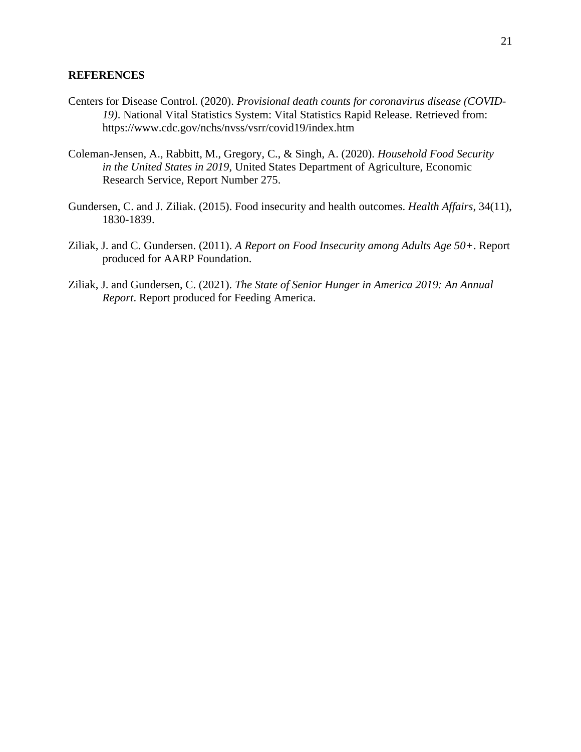## REFERENCES

Centers for Disease Control. (2020). *Provisional death counts for coronavirus disease (COVID-19)*. National Vital Statistics System: Vital Statistics Rapid Release. Retrieved from: https://www.cdc.gov/nchs/nvss/vsrr/covid19/index.htm

Coleman-Jensen, A., Rabbitt, M., Gregory, C., & Singh, A. (2020). *Household Food Security in the United States in 2019*, United States Department of Agriculture, Economic Research Service, Report Number 275.

Gundersen, C. and J. Ziliak. (2015). Food insecurity and health outcomes. *Health Affairs*, 34(11), 1830-1839.

Ziliak, J. and C. Gundersen. (2011). *A Report on Food Insecurity among Adults Age 50+*. Report produced for AARP Foundation.

Ziliak, J. and Gundersen, C. (2021). *The State of Senior Hunger in America 2019: An Annual Report*. Report produced for Feeding America.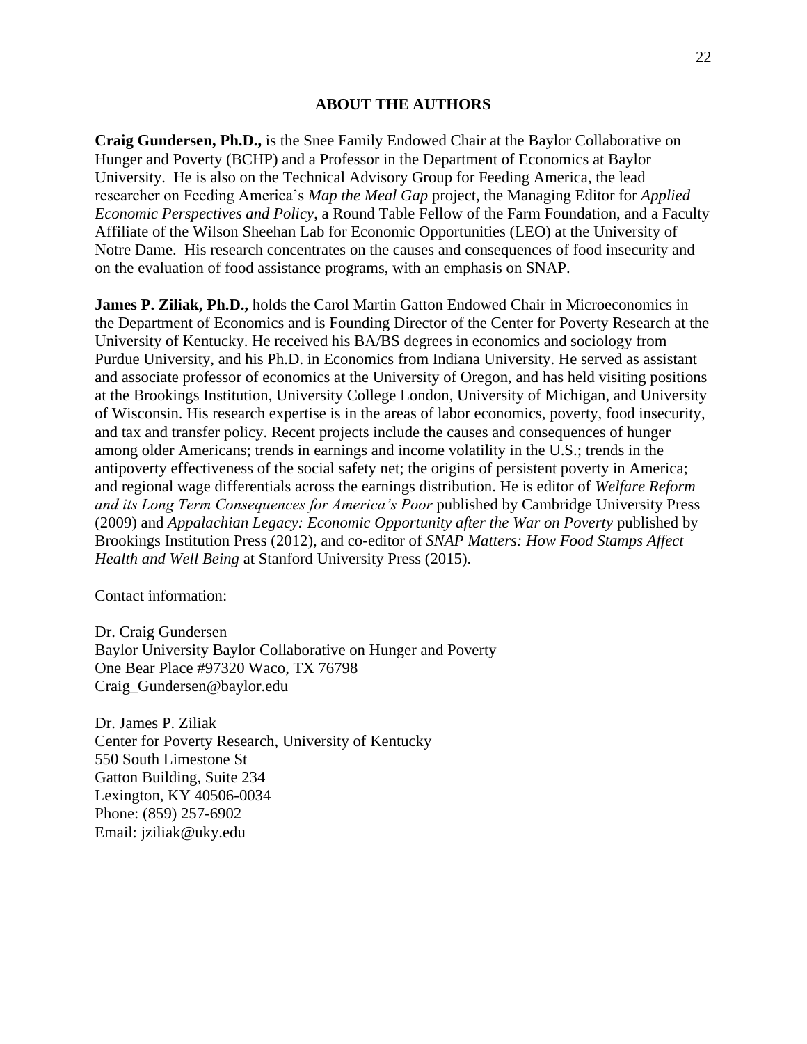## ABOUT THE AUTHORS

**Craig Gundersen, Ph.D.,** is the Snee Family Endowed Chair at the Baylor Collaborative on Hunger and Poverty (BCHP) and a Professor in the Department of Economics at Baylor University. He is also on the Technical Advisory Group for Feeding America, the lead researcher on Feeding America's *Map the Meal Gap* project, the Managing Editor for *Applied Economic Perspectives and Policy*, a Round Table Fellow of the Farm Foundation, and a Faculty Affiliate of the Wilson Sheehan Lab for Economic Opportunities (LEO) at the University of Notre Dame. His research concentrates on the causes and consequences of food insecurity and on the evaluation of food assistance programs, with an emphasis on SNAP.

**James P. Ziliak, Ph.D.,** holds the Carol Martin Gatton Endowed Chair in Microeconomics in the Department of Economics and is Founding Director of the Center for Poverty Research at the University of Kentucky. He received his BA/BS degrees in economics and sociology from Purdue University, and his Ph.D. in Economics from Indiana University. He served as assistant and associate professor of economics at the University of Oregon, and has held visiting positions at the Brookings Institution, University College London, University of Michigan, and University of Wisconsin. His research expertise is in the areas of labor economics, poverty, food insecurity, and tax and transfer policy. Recent projects include the causes and consequences of hunger among older Americans; trends in earnings and income volatility in the U.S.; trends in the antipoverty effectiveness of the social safety net; the origins of persistent poverty in America; and regional wage differentials across the earnings distribution. He is editor of *Welfare Reform and its Long Term Consequences for America's Poor* published by Cambridge University Press (2009) and *Appalachian Legacy: Economic Opportunity after the War on Poverty* published by Brookings Institution Press (2012), and co-editor of *SNAP Matters: How Food Stamps Affect Health and Well Being* at Stanford University Press (2015).

Contact information:

Dr. Craig Gundersen
Baylor University Baylor Collaborative on Hunger and Poverty
One Bear Place #97320 Waco, TX 76798
Craig_Gundersen@baylor.edu

Dr. James P. Ziliak
Center for Poverty Research, University of Kentucky
550 South Limestone St
Gatton Building, Suite 234
Lexington, KY 40506-0034
Phone: (859) 257-6902
Email: jziliak@uky.edu